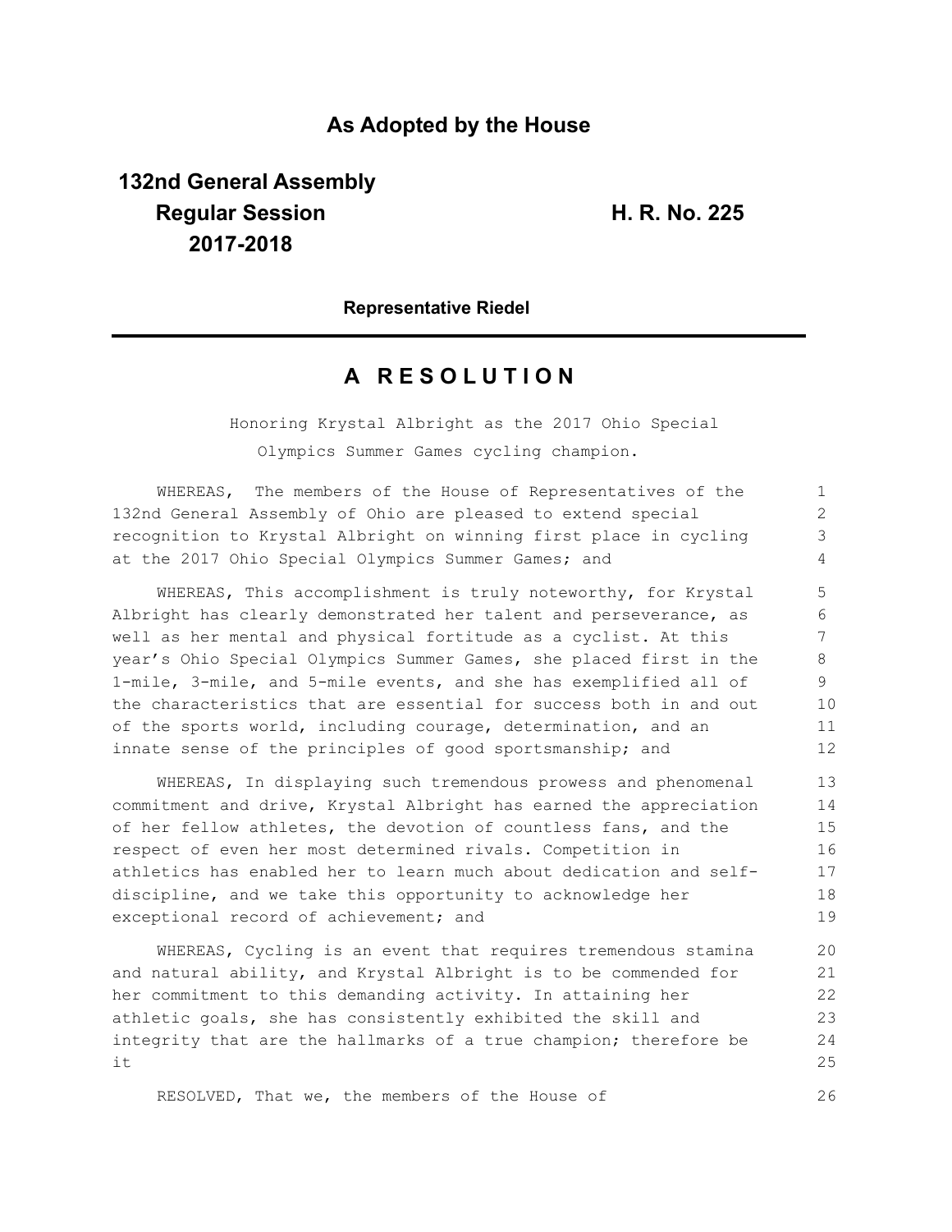# As Adopted by the House

**132nd General Assembly**
**Regular Session**
**2017-2018**

**H. R. No. 225**

**Representative Riedel**

## A R E S O L U T I O N

Honoring Krystal Albright as the 2017 Ohio Special Olympics Summer Games cycling champion.

WHEREAS, The members of the House of Representatives of the 132nd General Assembly of Ohio are pleased to extend special recognition to Krystal Albright on winning first place in cycling at the 2017 Ohio Special Olympics Summer Games; and

WHEREAS, This accomplishment is truly noteworthy, for Krystal Albright has clearly demonstrated her talent and perseverance, as well as her mental and physical fortitude as a cyclist. At this year's Ohio Special Olympics Summer Games, she placed first in the 1-mile, 3-mile, and 5-mile events, and she has exemplified all of the characteristics that are essential for success both in and out of the sports world, including courage, determination, and an innate sense of the principles of good sportsmanship; and

WHEREAS, In displaying such tremendous prowess and phenomenal commitment and drive, Krystal Albright has earned the appreciation of her fellow athletes, the devotion of countless fans, and the respect of even her most determined rivals. Competition in athletics has enabled her to learn much about dedication and self-discipline, and we take this opportunity to acknowledge her exceptional record of achievement; and

WHEREAS, Cycling is an event that requires tremendous stamina and natural ability, and Krystal Albright is to be commended for her commitment to this demanding activity. In attaining her athletic goals, she has consistently exhibited the skill and integrity that are the hallmarks of a true champion; therefore be it

RESOLVED, That we, the members of the House of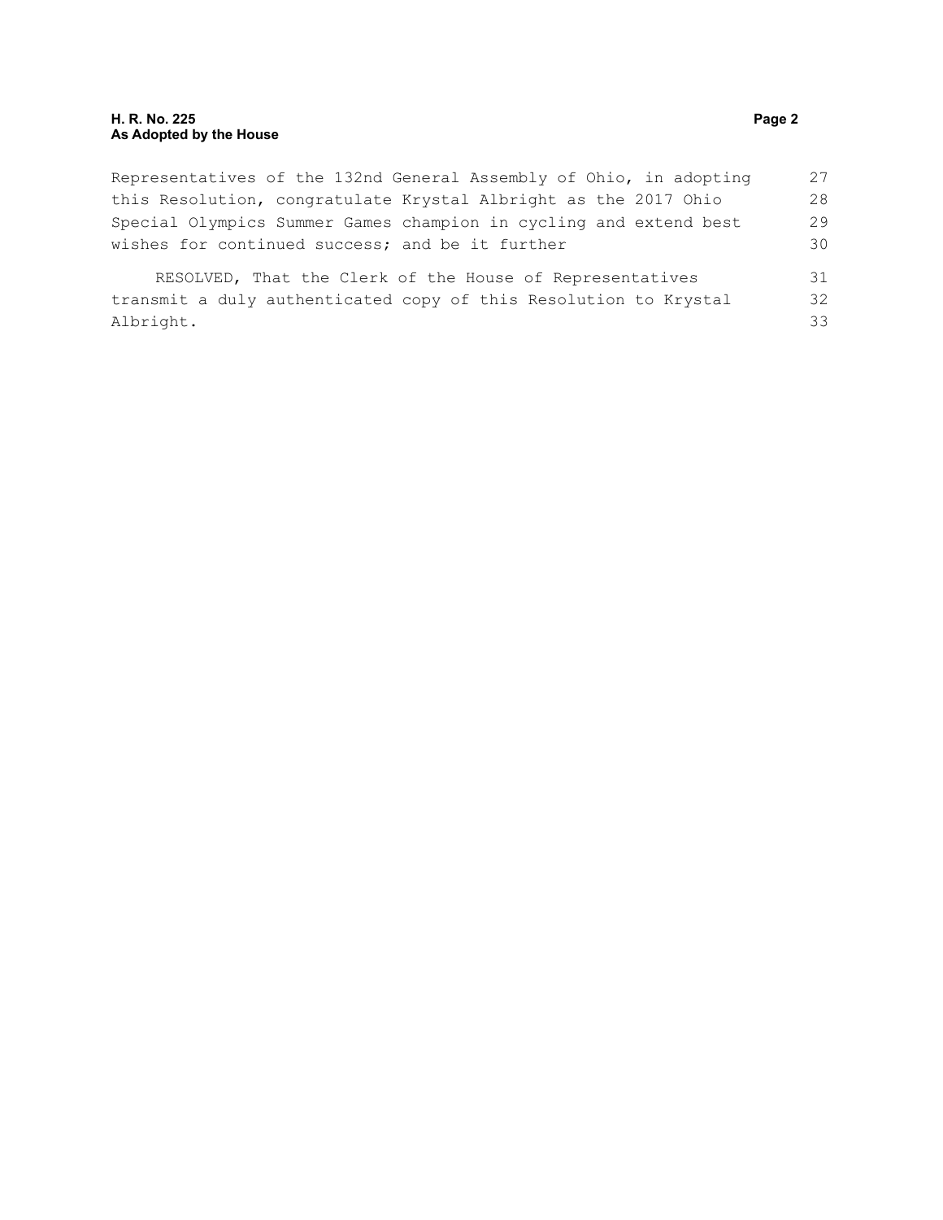Representatives of the 132nd General Assembly of Ohio, in adopting this Resolution, congratulate Krystal Albright as the 2017 Ohio Special Olympics Summer Games champion in cycling and extend best wishes for continued success; and be it further

RESOLVED, That the Clerk of the House of Representatives transmit a duly authenticated copy of this Resolution to Krystal Albright.